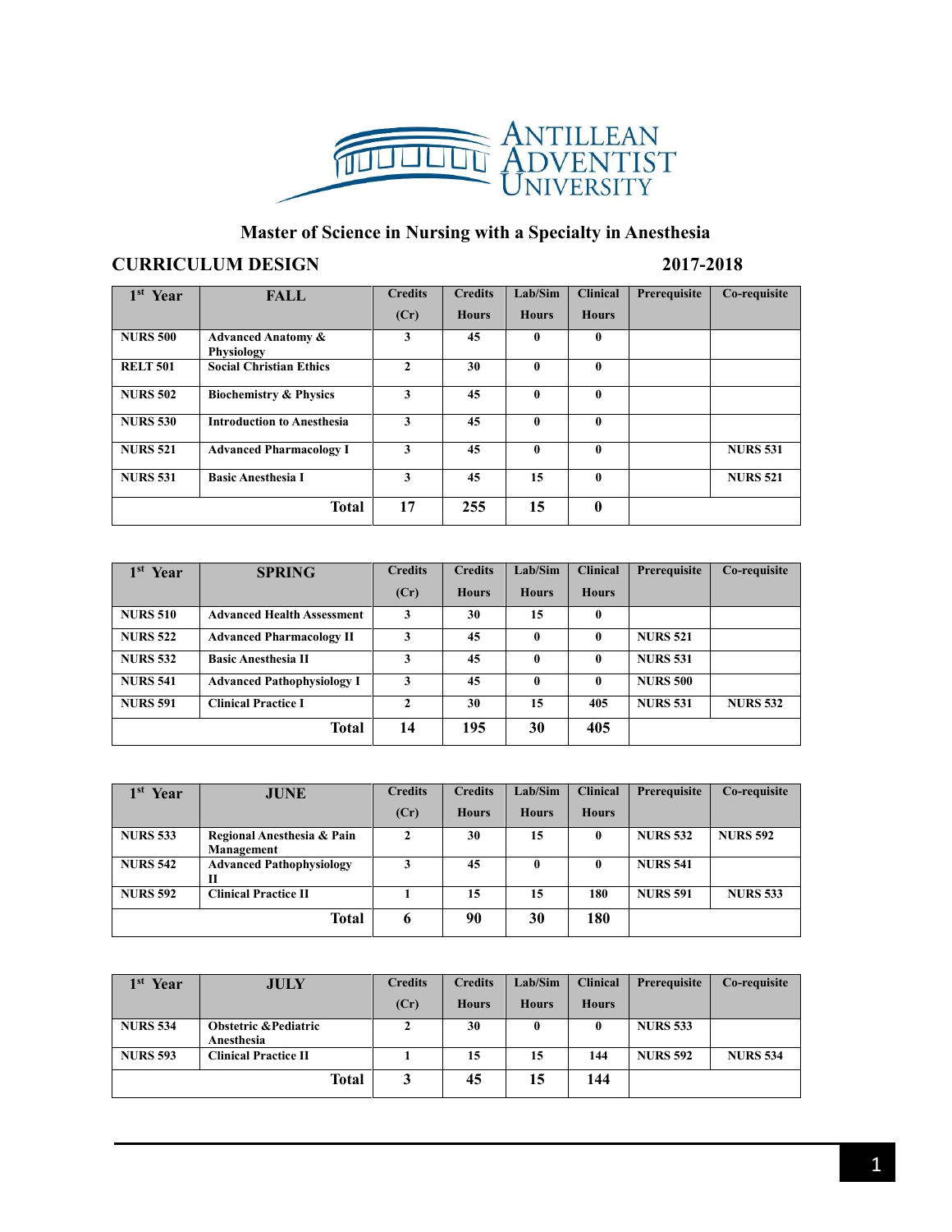Antillean Adventist University

## Master of Science in Nursing with a Specialty in Anesthesia

### CURRICULUM DESIGN 2017-2018

| 1st Year | FALL | Credits (Cr) | Credits Hours | Lab/Sim Hours | Clinical Hours | Prerequisite | Co-requisite |
|---|---|---|---|---|---|---|---|
| NURS 500 | Advanced Anatomy & Physiology | 3 | 45 | 0 | 0 | | |
| RELT 501 | Social Christian Ethics | 2 | 30 | 0 | 0 | | |
| NURS 502 | Biochemistry & Physics | 3 | 45 | 0 | 0 | | |
| NURS 530 | Introduction to Anesthesia | 3 | 45 | 0 | 0 | | |
| NURS 521 | Advanced Pharmacology I | 3 | 45 | 0 | 0 | | NURS 531 |
| NURS 531 | Basic Anesthesia I | 3 | 45 | 15 | 0 | | NURS 521 |
| | **Total** | **17** | **255** | **15** | **0** | | |

| 1st Year | SPRING | Credits (Cr) | Credits Hours | Lab/Sim Hours | Clinical Hours | Prerequisite | Co-requisite |
|---|---|---|---|---|---|---|---|
| NURS 510 | Advanced Health Assessment | 3 | 30 | 15 | 0 | | |
| NURS 522 | Advanced Pharmacology II | 3 | 45 | 0 | 0 | NURS 521 | |
| NURS 532 | Basic Anesthesia II | 3 | 45 | 0 | 0 | NURS 531 | |
| NURS 541 | Advanced Pathophysiology I | 3 | 45 | 0 | 0 | NURS 500 | |
| NURS 591 | Clinical Practice I | 2 | 30 | 15 | 405 | NURS 531 | NURS 532 |
| | **Total** | **14** | **195** | **30** | **405** | | |

| 1st Year | JUNE | Credits (Cr) | Credits Hours | Lab/Sim Hours | Clinical Hours | Prerequisite | Co-requisite |
|---|---|---|---|---|---|---|---|
| NURS 533 | Regional Anesthesia & Pain Management | 2 | 30 | 15 | 0 | NURS 532 | NURS 592 |
| NURS 542 | Advanced Pathophysiology II | 3 | 45 | 0 | 0 | NURS 541 | |
| NURS 592 | Clinical Practice II | 1 | 15 | 15 | 180 | NURS 591 | NURS 533 |
| | **Total** | **6** | **90** | **30** | **180** | | |

| 1st Year | JULY | Credits (Cr) | Credits Hours | Lab/Sim Hours | Clinical Hours | Prerequisite | Co-requisite |
|---|---|---|---|---|---|---|---|
| NURS 534 | Obstetric &Pediatric Anesthesia | 2 | 30 | 0 | 0 | NURS 533 | |
| NURS 593 | Clinical Practice II | 1 | 15 | 15 | 144 | NURS 592 | NURS 534 |
| | **Total** | **3** | **45** | **15** | **144** | | |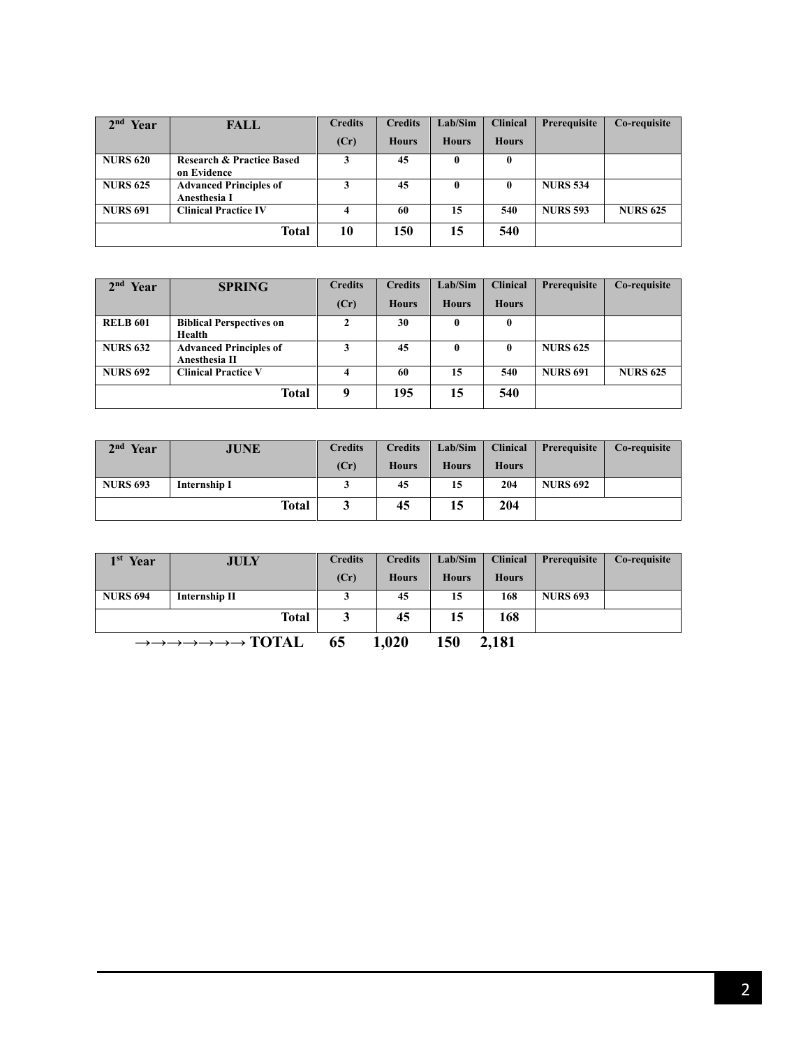| 2nd Year | FALL | Credits (Cr) | Credits Hours | Lab/Sim Hours | Clinical Hours | Prerequisite | Co-requisite |
|---|---|---|---|---|---|---|---|
| NURS 620 | Research & Practice Based on Evidence | 3 | 45 | 0 | 0 | | |
| NURS 625 | Advanced Principles of Anesthesia I | 3 | 45 | 0 | 0 | NURS 534 | |
| NURS 691 | Clinical Practice IV | 4 | 60 | 15 | 540 | NURS 593 | NURS 625 |
| | **Total** | **10** | **150** | **15** | **540** | | |

| 2nd Year | SPRING | Credits (Cr) | Credits Hours | Lab/Sim Hours | Clinical Hours | Prerequisite | Co-requisite |
|---|---|---|---|---|---|---|---|
| RELB 601 | Biblical Perspectives on Health | 2 | 30 | 0 | 0 | | |
| NURS 632 | Advanced Principles of Anesthesia II | 3 | 45 | 0 | 0 | NURS 625 | |
| NURS 692 | Clinical Practice V | 4 | 60 | 15 | 540 | NURS 691 | NURS 625 |
| | **Total** | **9** | **195** | **15** | **540** | | |

| 2nd Year | JUNE | Credits (Cr) | Credits Hours | Lab/Sim Hours | Clinical Hours | Prerequisite | Co-requisite |
|---|---|---|---|---|---|---|---|
| NURS 693 | Internship I | 3 | 45 | 15 | 204 | NURS 692 | |
| | **Total** | **3** | **45** | **15** | **204** | | |

| 1st Year | JULY | Credits (Cr) | Credits Hours | Lab/Sim Hours | Clinical Hours | Prerequisite | Co-requisite |
|---|---|---|---|---|---|---|---|
| NURS 694 | Internship II | 3 | 45 | 15 | 168 | NURS 693 | |
| | **Total** | **3** | **45** | **15** | **168** | | |
| | **→→→→→→→ TOTAL** | **65** | **1,020** | **150** | **2,181** | | |